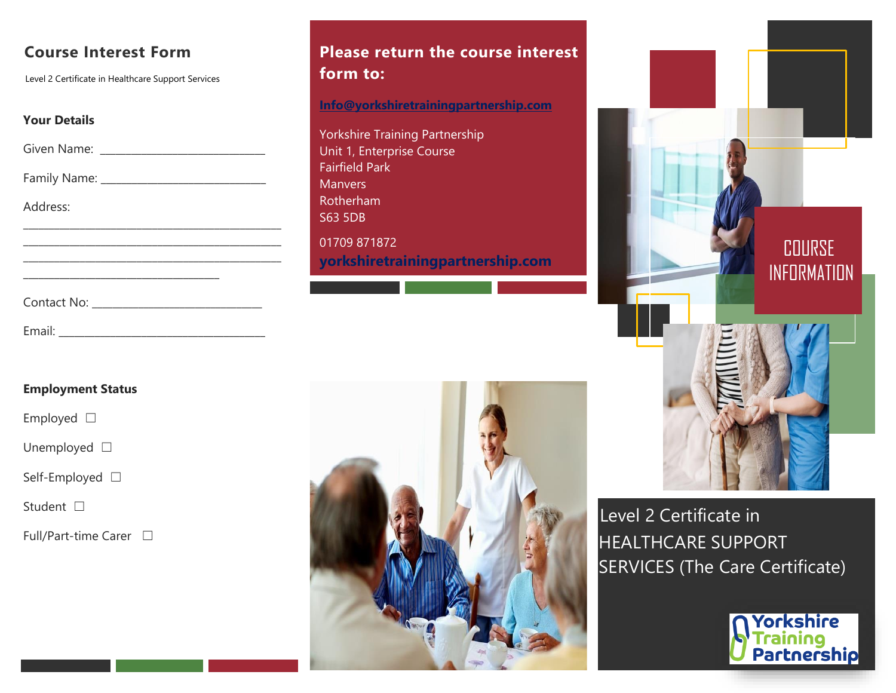# Course Interest Form

Level 2 Certificate in Healthcare Support Services

**Your Details**

Given Name: ___________________________

Family Name: ___________________________

Address:

___________________________________________
___________________________________________
___________________________________________
________________________________

Contact No: ____________________________

Email: __________________________________

**Employment Status**

Employed ☐

Unemployed ☐

Self-Employed ☐

Student ☐

Full/Part-time Carer ☐

## Please return the course interest form to:

Info@yorkshiretrainingpartnership.com

Yorkshire Training Partnership
Unit 1, Enterprise Course
Fairfield Park
Manvers
Rotherham
S63 5DB

01709 871872

**yorkshiretrainingpartnership.com**

COURSE INFORMATION

Level 2 Certificate in HEALTHCARE SUPPORT SERVICES (The Care Certificate)

Yorkshire Training Partnership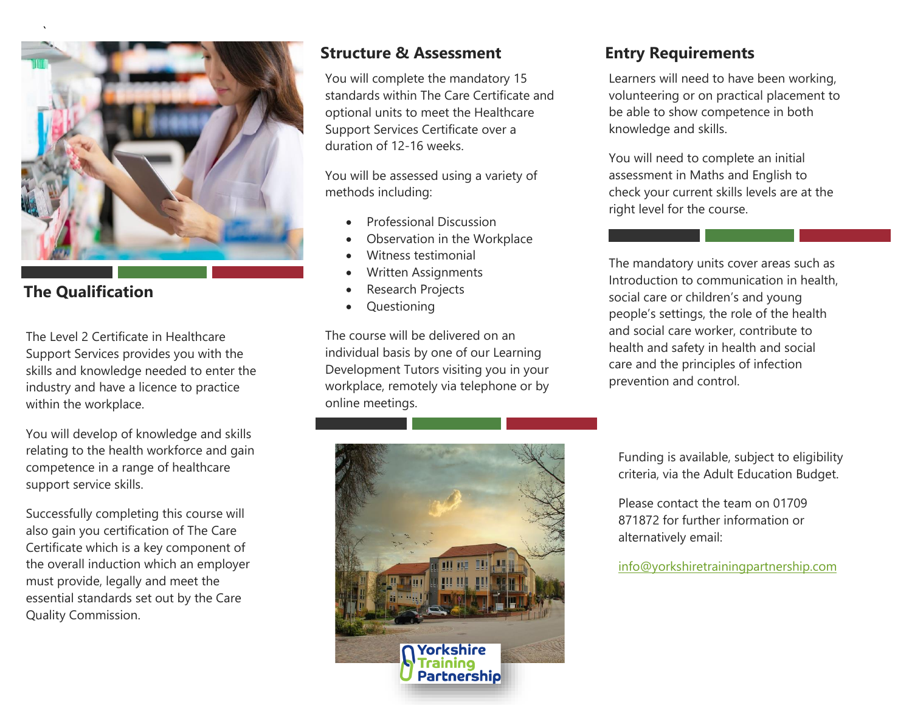## The Qualification

The Level 2 Certificate in Healthcare Support Services provides you with the skills and knowledge needed to enter the industry and have a licence to practice within the workplace.

You will develop of knowledge and skills relating to the health workforce and gain competence in a range of healthcare support service skills.

Successfully completing this course will also gain you certification of The Care Certificate which is a key component of the overall induction which an employer must provide, legally and meet the essential standards set out by the Care Quality Commission.

## Structure & Assessment

You will complete the mandatory 15 standards within The Care Certificate and optional units to meet the Healthcare Support Services Certificate over a duration of 12-16 weeks.

You will be assessed using a variety of methods including:

- Professional Discussion
- Observation in the Workplace
- Witness testimonial
- Written Assignments
- Research Projects
- Questioning

The course will be delivered on an individual basis by one of our Learning Development Tutors visiting you in your workplace, remotely via telephone or by online meetings.

## Entry Requirements

Learners will need to have been working, volunteering or on practical placement to be able to show competence in both knowledge and skills.

You will need to complete an initial assessment in Maths and English to check your current skills levels are at the right level for the course.

The mandatory units cover areas such as Introduction to communication in health, social care or children's and young people's settings, the role of the health and social care worker, contribute to health and safety in health and social care and the principles of infection prevention and control.

Funding is available, subject to eligibility criteria, via the Adult Education Budget.

Please contact the team on 01709 871872 for further information or alternatively email:

info@yorkshiretrainingpartnership.com